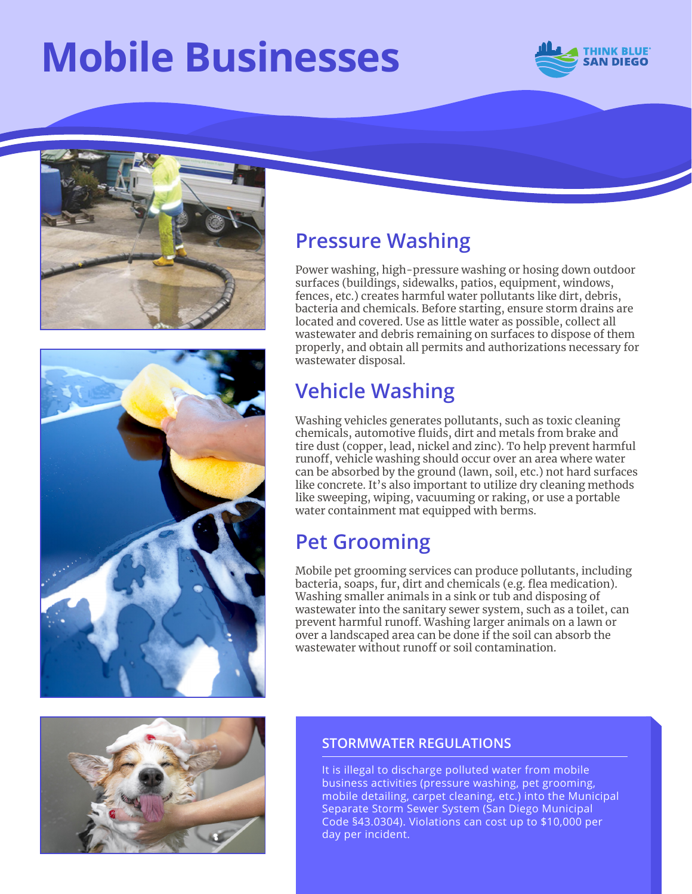# Mobile Businesses

THINK BLUE® SAN DIEGO

## Pressure Washing

Power washing, high-pressure washing or hosing down outdoor surfaces (buildings, sidewalks, patios, equipment, windows, fences, etc.) creates harmful water pollutants like dirt, debris, bacteria and chemicals. Before starting, ensure storm drains are located and covered. Use as little water as possible, collect all wastewater and debris remaining on surfaces to dispose of them properly, and obtain all permits and authorizations necessary for wastewater disposal.

## Vehicle Washing

Washing vehicles generates pollutants, such as toxic cleaning chemicals, automotive fluids, dirt and metals from brake and tire dust (copper, lead, nickel and zinc). To help prevent harmful runoff, vehicle washing should occur over an area where water can be absorbed by the ground (lawn, soil, etc.) not hard surfaces like concrete. It's also important to utilize dry cleaning methods like sweeping, wiping, vacuuming or raking, or use a portable water containment mat equipped with berms.

## Pet Grooming

Mobile pet grooming services can produce pollutants, including bacteria, soaps, fur, dirt and chemicals (e.g. flea medication). Washing smaller animals in a sink or tub and disposing of wastewater into the sanitary sewer system, such as a toilet, can prevent harmful runoff. Washing larger animals on a lawn or over a landscaped area can be done if the soil can absorb the wastewater without runoff or soil contamination.

### STORMWATER REGULATIONS

It is illegal to discharge polluted water from mobile business activities (pressure washing, pet grooming, mobile detailing, carpet cleaning, etc.) into the Municipal Separate Storm Sewer System (San Diego Municipal Code §43.0304). Violations can cost up to $10,000 per day per incident.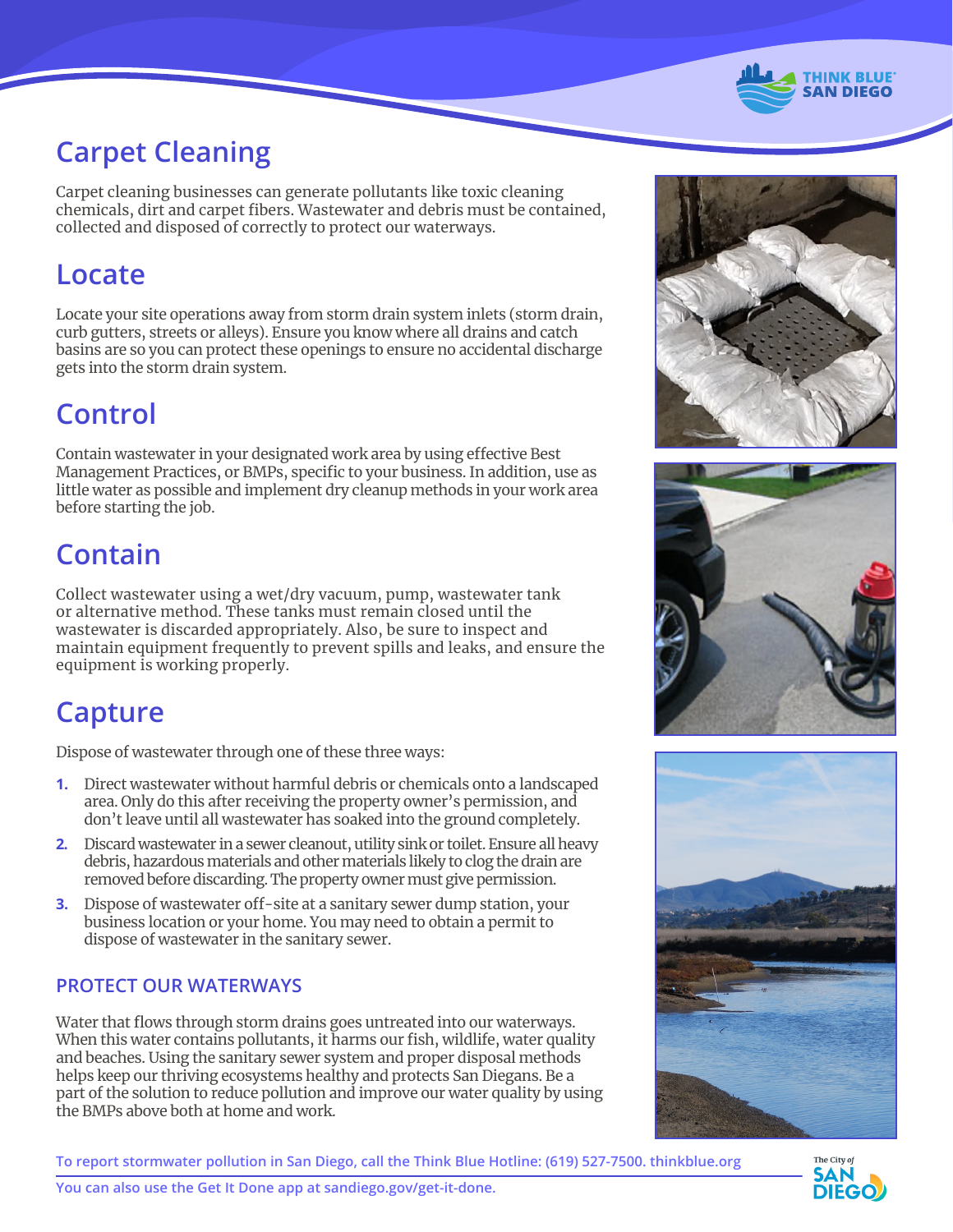# Carpet Cleaning

Carpet cleaning businesses can generate pollutants like toxic cleaning chemicals, dirt and carpet fibers. Wastewater and debris must be contained, collected and disposed of correctly to protect our waterways.

## Locate

Locate your site operations away from storm drain system inlets (storm drain, curb gutters, streets or alleys). Ensure you know where all drains and catch basins are so you can protect these openings to ensure no accidental discharge gets into the storm drain system.

## Control

Contain wastewater in your designated work area by using effective Best Management Practices, or BMPs, specific to your business. In addition, use as little water as possible and implement dry cleanup methods in your work area before starting the job.

## Contain

Collect wastewater using a wet/dry vacuum, pump, wastewater tank or alternative method. These tanks must remain closed until the wastewater is discarded appropriately. Also, be sure to inspect and maintain equipment frequently to prevent spills and leaks, and ensure the equipment is working properly.

## Capture

Dispose of wastewater through one of these three ways:

1. Direct wastewater without harmful debris or chemicals onto a landscaped area. Only do this after receiving the property owner's permission, and don't leave until all wastewater has soaked into the ground completely.
2. Discard wastewater in a sewer cleanout, utility sink or toilet. Ensure all heavy debris, hazardous materials and other materials likely to clog the drain are removed before discarding. The property owner must give permission.
3. Dispose of wastewater off-site at a sanitary sewer dump station, your business location or your home. You may need to obtain a permit to dispose of wastewater in the sanitary sewer.

### PROTECT OUR WATERWAYS

Water that flows through storm drains goes untreated into our waterways. When this water contains pollutants, it harms our fish, wildlife, water quality and beaches. Using the sanitary sewer system and proper disposal methods helps keep our thriving ecosystems healthy and protects San Diegans. Be a part of the solution to reduce pollution and improve our water quality by using the BMPs above both at home and work.

To report stormwater pollution in San Diego, call the Think Blue Hotline: (619) 527-7500. thinkblue.org

You can also use the Get It Done app at sandiego.gov/get-it-done.